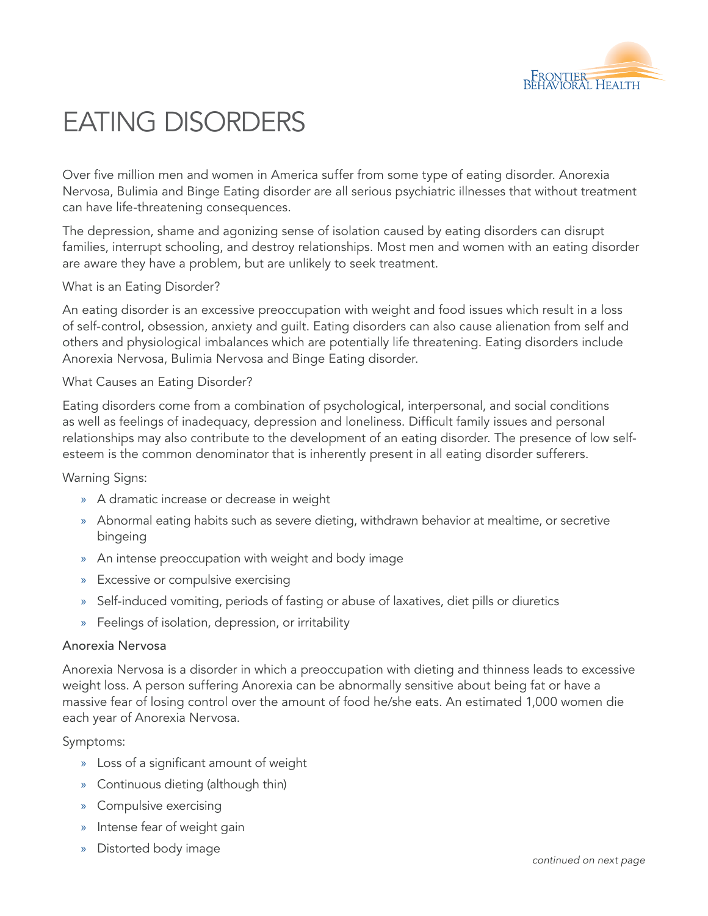# EATING DISORDERS

Over five million men and women in America suffer from some type of eating disorder. Anorexia Nervosa, Bulimia and Binge Eating disorder are all serious psychiatric illnesses that without treatment can have life-threatening consequences.

The depression, shame and agonizing sense of isolation caused by eating disorders can disrupt families, interrupt schooling, and destroy relationships. Most men and women with an eating disorder are aware they have a problem, but are unlikely to seek treatment.

What is an Eating Disorder?

An eating disorder is an excessive preoccupation with weight and food issues which result in a loss of self-control, obsession, anxiety and guilt. Eating disorders can also cause alienation from self and others and physiological imbalances which are potentially life threatening. Eating disorders include Anorexia Nervosa, Bulimia Nervosa and Binge Eating disorder.

What Causes an Eating Disorder?

Eating disorders come from a combination of psychological, interpersonal, and social conditions as well as feelings of inadequacy, depression and loneliness. Difficult family issues and personal relationships may also contribute to the development of an eating disorder. The presence of low self-esteem is the common denominator that is inherently present in all eating disorder sufferers.

Warning Signs:

- A dramatic increase or decrease in weight
- Abnormal eating habits such as severe dieting, withdrawn behavior at mealtime, or secretive bingeing
- An intense preoccupation with weight and body image
- Excessive or compulsive exercising
- Self-induced vomiting, periods of fasting or abuse of laxatives, diet pills or diuretics
- Feelings of isolation, depression, or irritability

## Anorexia Nervosa

Anorexia Nervosa is a disorder in which a preoccupation with dieting and thinness leads to excessive weight loss. A person suffering Anorexia can be abnormally sensitive about being fat or have a massive fear of losing control over the amount of food he/she eats. An estimated 1,000 women die each year of Anorexia Nervosa.

Symptoms:

- Loss of a significant amount of weight
- Continuous dieting (although thin)
- Compulsive exercising
- Intense fear of weight gain
- Distorted body image

*continued on next page*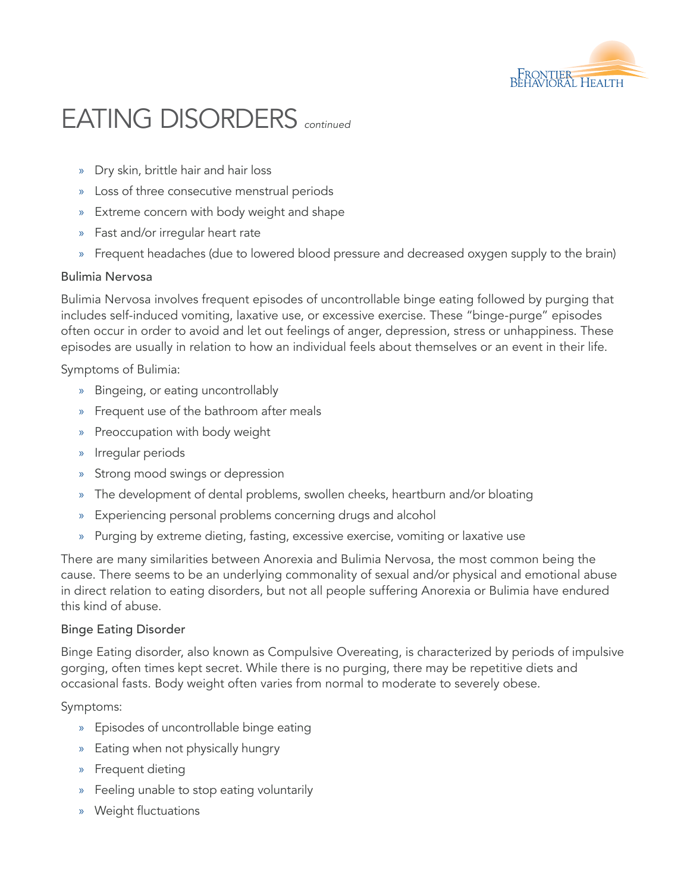# EATING DISORDERS *continued*

- Dry skin, brittle hair and hair loss
- Loss of three consecutive menstrual periods
- Extreme concern with body weight and shape
- Fast and/or irregular heart rate
- Frequent headaches (due to lowered blood pressure and decreased oxygen supply to the brain)

### Bulimia Nervosa

Bulimia Nervosa involves frequent episodes of uncontrollable binge eating followed by purging that includes self-induced vomiting, laxative use, or excessive exercise. These "binge-purge" episodes often occur in order to avoid and let out feelings of anger, depression, stress or unhappiness. These episodes are usually in relation to how an individual feels about themselves or an event in their life.

Symptoms of Bulimia:

- Bingeing, or eating uncontrollably
- Frequent use of the bathroom after meals
- Preoccupation with body weight
- Irregular periods
- Strong mood swings or depression
- The development of dental problems, swollen cheeks, heartburn and/or bloating
- Experiencing personal problems concerning drugs and alcohol
- Purging by extreme dieting, fasting, excessive exercise, vomiting or laxative use

There are many similarities between Anorexia and Bulimia Nervosa, the most common being the cause. There seems to be an underlying commonality of sexual and/or physical and emotional abuse in direct relation to eating disorders, but not all people suffering Anorexia or Bulimia have endured this kind of abuse.

### Binge Eating Disorder

Binge Eating disorder, also known as Compulsive Overeating, is characterized by periods of impulsive gorging, often times kept secret. While there is no purging, there may be repetitive diets and occasional fasts. Body weight often varies from normal to moderate to severely obese.

Symptoms:

- Episodes of uncontrollable binge eating
- Eating when not physically hungry
- Frequent dieting
- Feeling unable to stop eating voluntarily
- Weight fluctuations